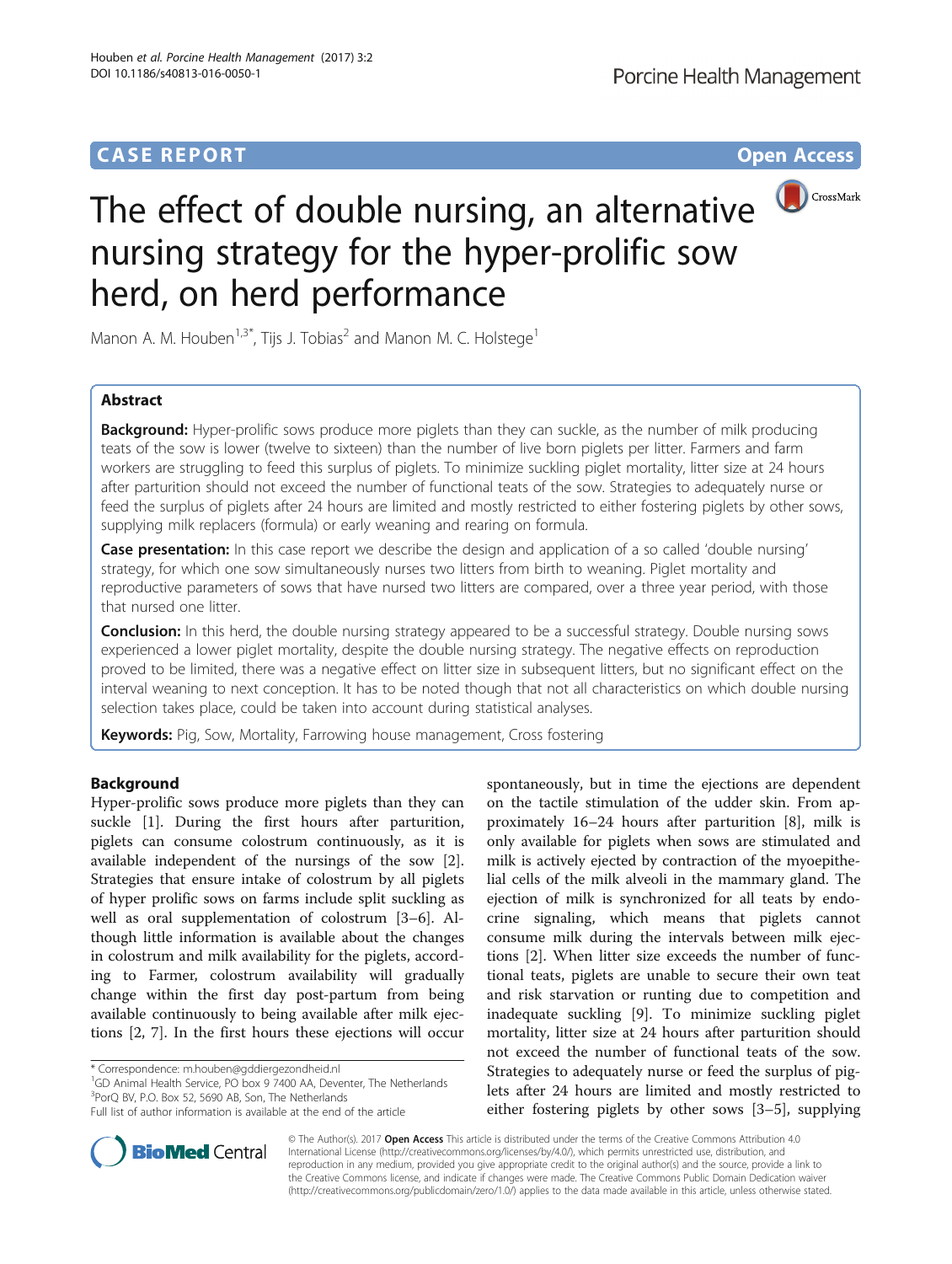**CASE REPORT** **Open Access**

# The effect of double nursing, an alternative nursing strategy for the hyper-prolific sow herd, on herd performance

Manon A. M. Houben[1,3*], Tijs J. Tobias[2] and Manon M. C. Holstege[1]

## Abstract

**Background:** Hyper-prolific sows produce more piglets than they can suckle, as the number of milk producing teats of the sow is lower (twelve to sixteen) than the number of live born piglets per litter. Farmers and farm workers are struggling to feed this surplus of piglets. To minimize suckling piglet mortality, litter size at 24 hours after parturition should not exceed the number of functional teats of the sow. Strategies to adequately nurse or feed the surplus of piglets after 24 hours are limited and mostly restricted to either fostering piglets by other sows, supplying milk replacers (formula) or early weaning and rearing on formula.

**Case presentation:** In this case report we describe the design and application of a so called 'double nursing' strategy, for which one sow simultaneously nurses two litters from birth to weaning. Piglet mortality and reproductive parameters of sows that have nursed two litters are compared, over a three year period, with those that nursed one litter.

**Conclusion:** In this herd, the double nursing strategy appeared to be a successful strategy. Double nursing sows experienced a lower piglet mortality, despite the double nursing strategy. The negative effects on reproduction proved to be limited, there was a negative effect on litter size in subsequent litters, but no significant effect on the interval weaning to next conception. It has to be noted though that not all characteristics on which double nursing selection takes place, could be taken into account during statistical analyses.

**Keywords:** Pig, Sow, Mortality, Farrowing house management, Cross fostering

## Background

Hyper-prolific sows produce more piglets than they can suckle [1]. During the first hours after parturition, piglets can consume colostrum continuously, as it is available independent of the nursings of the sow [2]. Strategies that ensure intake of colostrum by all piglets of hyper prolific sows on farms include split suckling as well as oral supplementation of colostrum [3–6]. Although little information is available about the changes in colostrum and milk availability for the piglets, according to Farmer, colostrum availability will gradually change within the first day post-partum from being available continuously to being available after milk ejections [2, 7]. In the first hours these ejections will occur spontaneously, but in time the ejections are dependent on the tactile stimulation of the udder skin. From approximately 16–24 hours after parturition [8], milk is only available for piglets when sows are stimulated and milk is actively ejected by contraction of the myoepithelial cells of the milk alveoli in the mammary gland. The ejection of milk is synchronized for all teats by endocrine signaling, which means that piglets cannot consume milk during the intervals between milk ejections [2]. When litter size exceeds the number of functional teats, piglets are unable to secure their own teat and risk starvation or runting due to competition and inadequate suckling [9]. To minimize suckling piglet mortality, litter size at 24 hours after parturition should not exceed the number of functional teats of the sow. Strategies to adequately nurse or feed the surplus of piglets after 24 hours are limited and mostly restricted to either fostering piglets by other sows [3–5], supplying

\* Correspondence: m.houben@gddiergezondheid.nl
[1]GD Animal Health Service, PO box 9 7400 AA, Deventer, The Netherlands
[3]PorQ BV, P.O. Box 52, 5690 AB, Son, The Netherlands
Full list of author information is available at the end of the article

© The Author(s). 2017 **Open Access** This article is distributed under the terms of the Creative Commons Attribution 4.0 International License (http://creativecommons.org/licenses/by/4.0/), which permits unrestricted use, distribution, and reproduction in any medium, provided you give appropriate credit to the original author(s) and the source, provide a link to the Creative Commons license, and indicate if changes were made. The Creative Commons Public Domain Dedication waiver (http://creativecommons.org/publicdomain/zero/1.0/) applies to the data made available in this article, unless otherwise stated.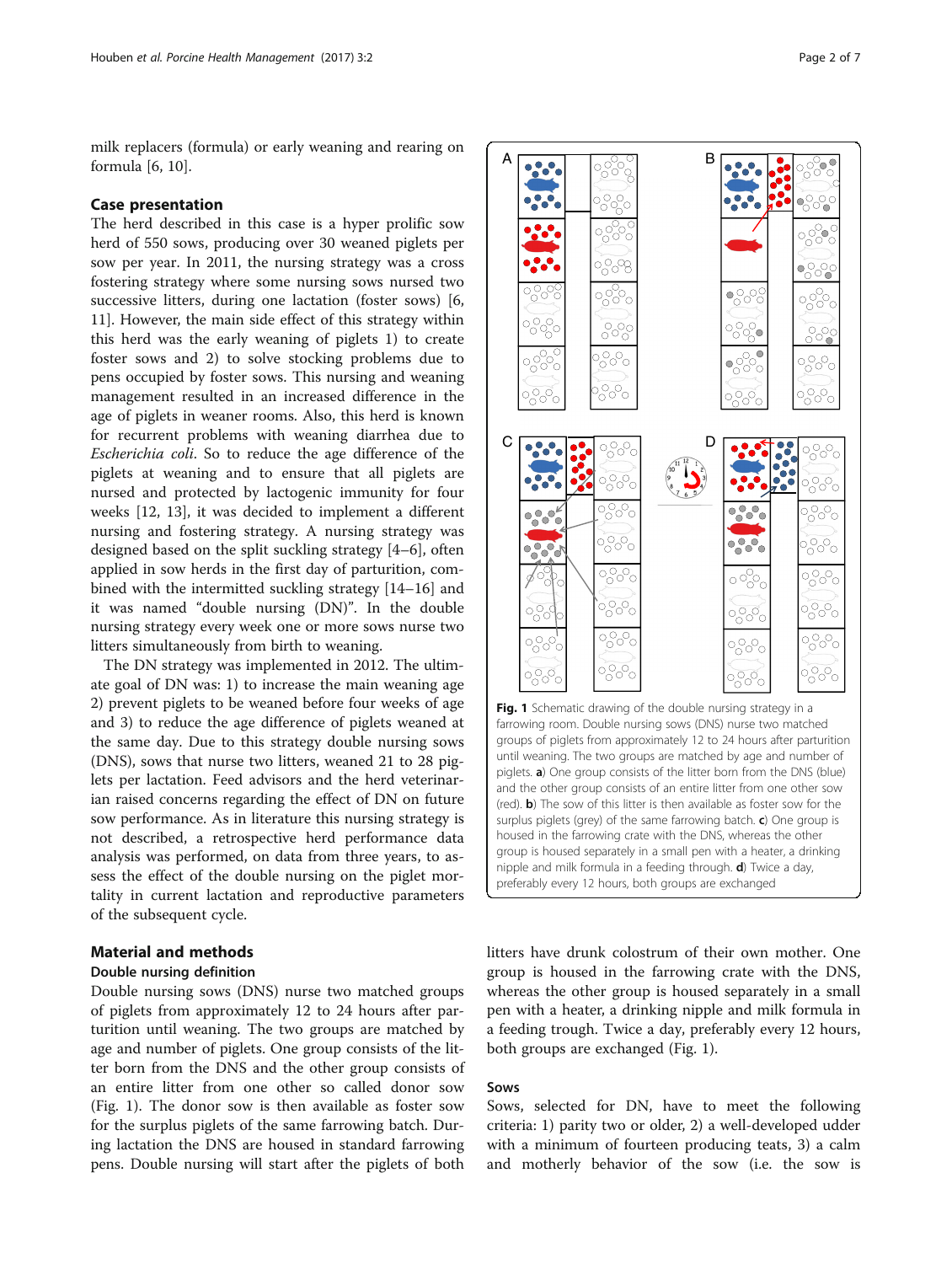milk replacers (formula) or early weaning and rearing on formula [6, 10].

## Case presentation

The herd described in this case is a hyper prolific sow herd of 550 sows, producing over 30 weaned piglets per sow per year. In 2011, the nursing strategy was a cross fostering strategy where some nursing sows nursed two successive litters, during one lactation (foster sows) [6, 11]. However, the main side effect of this strategy within this herd was the early weaning of piglets 1) to create foster sows and 2) to solve stocking problems due to pens occupied by foster sows. This nursing and weaning management resulted in an increased difference in the age of piglets in weaner rooms. Also, this herd is known for recurrent problems with weaning diarrhea due to *Escherichia coli*. So to reduce the age difference of the piglets at weaning and to ensure that all piglets are nursed and protected by lactogenic immunity for four weeks [12, 13], it was decided to implement a different nursing and fostering strategy. A nursing strategy was designed based on the split suckling strategy [4–6], often applied in sow herds in the first day of parturition, combined with the intermitted suckling strategy [14–16] and it was named "double nursing (DN)". In the double nursing strategy every week one or more sows nurse two litters simultaneously from birth to weaning.

The DN strategy was implemented in 2012. The ultimate goal of DN was: 1) to increase the main weaning age 2) prevent piglets to be weaned before four weeks of age and 3) to reduce the age difference of piglets weaned at the same day. Due to this strategy double nursing sows (DNS), sows that nurse two litters, weaned 21 to 28 piglets per lactation. Feed advisors and the herd veterinarian raised concerns regarding the effect of DN on future sow performance. As in literature this nursing strategy is not described, a retrospective herd performance data analysis was performed, on data from three years, to assess the effect of the double nursing on the piglet mortality in current lactation and reproductive parameters of the subsequent cycle.

**Fig. 1** Schematic drawing of the double nursing strategy in a farrowing room. Double nursing sows (DNS) nurse two matched groups of piglets from approximately 12 to 24 hours after parturition until weaning. The two groups are matched by age and number of piglets. **a**) One group consists of the litter born from the DNS (blue) and the other group consists of an entire litter from one other sow (red). **b**) The sow of this litter is then available as foster sow for the surplus piglets (grey) of the same farrowing batch. **c**) One group is housed in the farrowing crate with the DNS, whereas the other group is housed separately in a small pen with a heater, a drinking nipple and milk formula in a feeding through. **d**) Twice a day, preferably every 12 hours, both groups are exchanged

## Material and methods

### Double nursing definition

Double nursing sows (DNS) nurse two matched groups of piglets from approximately 12 to 24 hours after parturition until weaning. The two groups are matched by age and number of piglets. One group consists of the litter born from the DNS and the other group consists of an entire litter from one other so called donor sow (Fig. 1). The donor sow is then available as foster sow for the surplus piglets of the same farrowing batch. During lactation the DNS are housed in standard farrowing pens. Double nursing will start after the piglets of both litters have drunk colostrum of their own mother. One group is housed in the farrowing crate with the DNS, whereas the other group is housed separately in a small pen with a heater, a drinking nipple and milk formula in a feeding trough. Twice a day, preferably every 12 hours, both groups are exchanged (Fig. 1).

### Sows

Sows, selected for DN, have to meet the following criteria: 1) parity two or older, 2) a well-developed udder with a minimum of fourteen producing teats, 3) a calm and motherly behavior of the sow (i.e. the sow is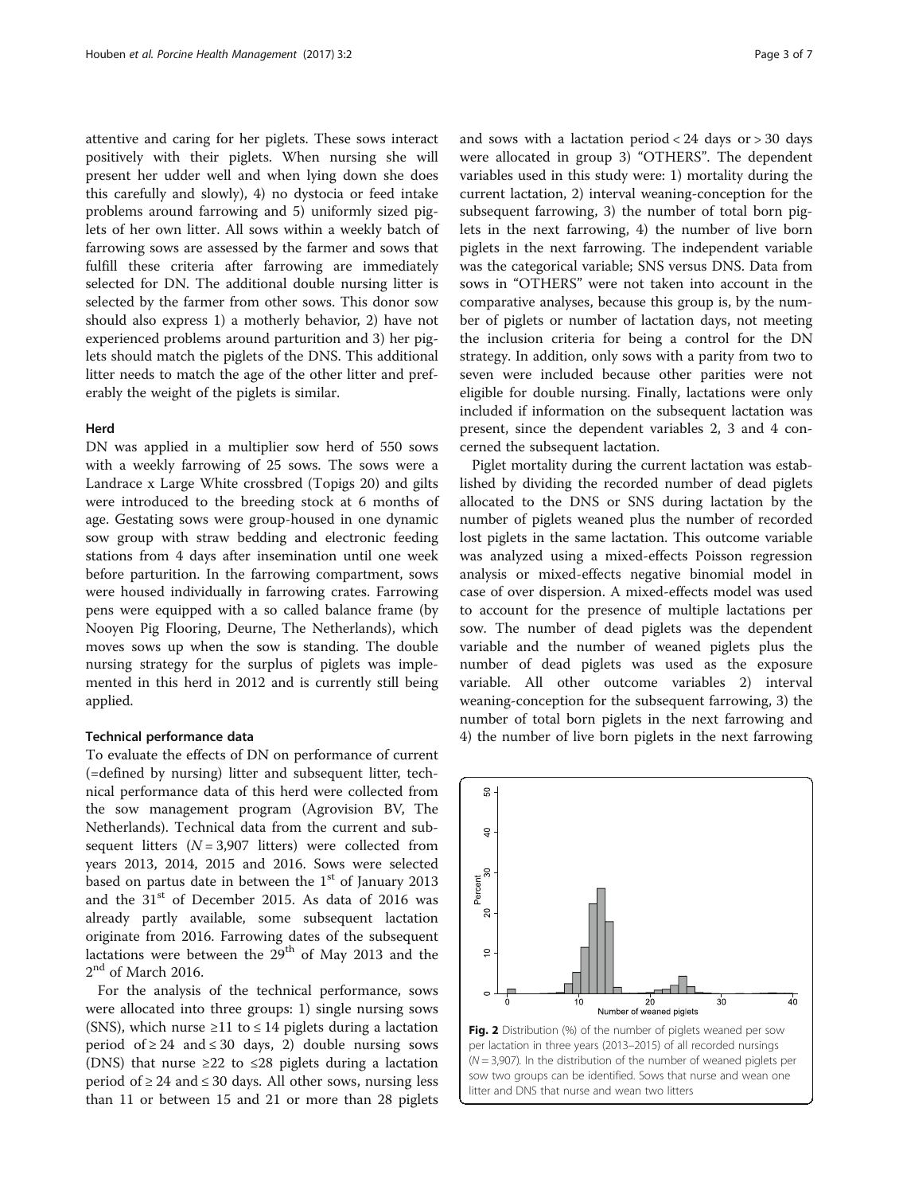attentive and caring for her piglets. These sows interact positively with their piglets. When nursing she will present her udder well and when lying down she does this carefully and slowly), 4) no dystocia or feed intake problems around farrowing and 5) uniformly sized piglets of her own litter. All sows within a weekly batch of farrowing sows are assessed by the farmer and sows that fulfill these criteria after farrowing are immediately selected for DN. The additional double nursing litter is selected by the farmer from other sows. This donor sow should also express 1) a motherly behavior, 2) have not experienced problems around parturition and 3) her piglets should match the piglets of the DNS. This additional litter needs to match the age of the other litter and preferably the weight of the piglets is similar.

### Herd

DN was applied in a multiplier sow herd of 550 sows with a weekly farrowing of 25 sows. The sows were a Landrace x Large White crossbred (Topigs 20) and gilts were introduced to the breeding stock at 6 months of age. Gestating sows were group-housed in one dynamic sow group with straw bedding and electronic feeding stations from 4 days after insemination until one week before parturition. In the farrowing compartment, sows were housed individually in farrowing crates. Farrowing pens were equipped with a so called balance frame (by Nooyen Pig Flooring, Deurne, The Netherlands), which moves sows up when the sow is standing. The double nursing strategy for the surplus of piglets was implemented in this herd in 2012 and is currently still being applied.

### Technical performance data

To evaluate the effects of DN on performance of current (=defined by nursing) litter and subsequent litter, technical performance data of this herd were collected from the sow management program (Agrovision BV, The Netherlands). Technical data from the current and subsequent litters ($N = 3,907$ litters) were collected from years 2013, 2014, 2015 and 2016. Sows were selected based on partus date in between the 1st of January 2013 and the 31st of December 2015. As data of 2016 was already partly available, some subsequent lactation originate from 2016. Farrowing dates of the subsequent lactations were between the 29th of May 2013 and the 2nd of March 2016.

For the analysis of the technical performance, sows were allocated into three groups: 1) single nursing sows (SNS), which nurse $\geq 11$ to $\leq 14$ piglets during a lactation period of $\geq 24$ and $\leq 30$ days, 2) double nursing sows (DNS) that nurse $\geq 22$ to $\leq 28$ piglets during a lactation period of $\geq 24$ and $\leq 30$ days. All other sows, nursing less than 11 or between 15 and 21 or more than 28 piglets and sows with a lactation period $< 24$ days or $> 30$ days were allocated in group 3) "OTHERS". The dependent variables used in this study were: 1) mortality during the current lactation, 2) interval weaning-conception for the subsequent farrowing, 3) the number of total born piglets in the next farrowing, 4) the number of live born piglets in the next farrowing. The independent variable was the categorical variable; SNS versus DNS. Data from sows in "OTHERS" were not taken into account in the comparative analyses, because this group is, by the number of piglets or number of lactation days, not meeting the inclusion criteria for being a control for the DN strategy. In addition, only sows with a parity from two to seven were included because other parities were not eligible for double nursing. Finally, lactations were only included if information on the subsequent lactation was present, since the dependent variables 2, 3 and 4 concerned the subsequent lactation.

Piglet mortality during the current lactation was established by dividing the recorded number of dead piglets allocated to the DNS or SNS during lactation by the number of piglets weaned plus the number of recorded lost piglets in the same lactation. This outcome variable was analyzed using a mixed-effects Poisson regression analysis or mixed-effects negative binomial model in case of over dispersion. A mixed-effects model was used to account for the presence of multiple lactations per sow. The number of dead piglets was the dependent variable and the number of weaned piglets plus the number of dead piglets was used as the exposure variable. All other outcome variables 2) interval weaning-conception for the subsequent farrowing, 3) the number of total born piglets in the next farrowing and 4) the number of live born piglets in the next farrowing

**Fig. 2** Distribution (%) of the number of piglets weaned per sow per lactation in three years (2013–2015) of all recorded nursings ($N = 3,907$). In the distribution of the number of weaned piglets per sow two groups can be identified. Sows that nurse and wean one litter and DNS that nurse and wean two litters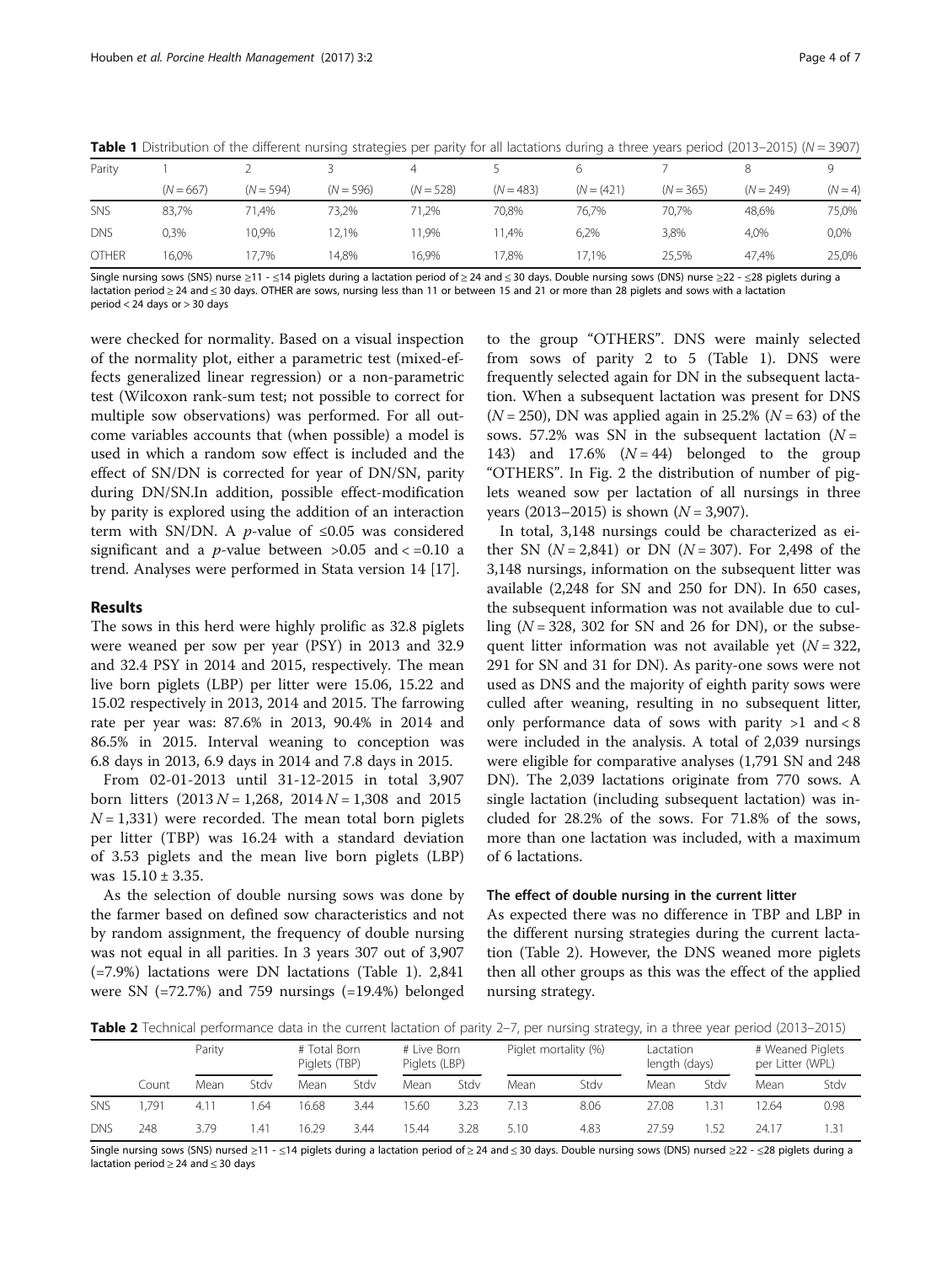**Table 1** Distribution of the different nursing strategies per parity for all lactations during a three years period (2013–2015) ($N = 3907$)

| Parity | 1 | 2 | 3 | 4 | 5 | 6 | 7 | 8 | 9 |
|---|---|---|---|---|---|---|---|---|---|
| | ($N = 667$) | ($N = 594$) | ($N = 596$) | ($N = 528$) | ($N = 483$) | ($N = (421)$ | ($N = 365$) | ($N = 249$) | ($N = 4$) |
| SNS | 83,7% | 71,4% | 73,2% | 71,2% | 70,8% | 76,7% | 70,7% | 48,6% | 75,0% |
| DNS | 0,3% | 10,9% | 12,1% | 11,9% | 11,4% | 6,2% | 3,8% | 4,0% | 0,0% |
| OTHER | 16,0% | 17,7% | 14,8% | 16,9% | 17,8% | 17,1% | 25,5% | 47,4% | 25,0% |

Single nursing sows (SNS) nurse ≥11 - ≤14 piglets during a lactation period of ≥ 24 and ≤ 30 days. Double nursing sows (DNS) nurse ≥22 - ≤28 piglets during a lactation period ≥ 24 and ≤ 30 days. OTHER are sows, nursing less than 11 or between 15 and 21 or more than 28 piglets and sows with a lactation period < 24 days or > 30 days

were checked for normality. Based on a visual inspection of the normality plot, either a parametric test (mixed-effects generalized linear regression) or a non-parametric test (Wilcoxon rank-sum test; not possible to correct for multiple sow observations) was performed. For all outcome variables accounts that (when possible) a model is used in which a random sow effect is included and the effect of SN/DN is corrected for year of DN/SN, parity during DN/SN.In addition, possible effect-modification by parity is explored using the addition of an interaction term with SN/DN. A $p$-value of ≤0.05 was considered significant and a $p$-value between >0.05 and < =0.10 a trend. Analyses were performed in Stata version 14 [17].

## Results

The sows in this herd were highly prolific as 32.8 piglets were weaned per sow per year (PSY) in 2013 and 32.9 and 32.4 PSY in 2014 and 2015, respectively. The mean live born piglets (LBP) per litter were 15.06, 15.22 and 15.02 respectively in 2013, 2014 and 2015. The farrowing rate per year was: 87.6% in 2013, 90.4% in 2014 and 86.5% in 2015. Interval weaning to conception was 6.8 days in 2013, 6.9 days in 2014 and 7.8 days in 2015.

From 02-01-2013 until 31-12-2015 in total 3,907 born litters (2013 $N = 1,268$, 2014 $N = 1,308$ and 2015 $N = 1,331$) were recorded. The mean total born piglets per litter (TBP) was 16.24 with a standard deviation of 3.53 piglets and the mean live born piglets (LBP) was 15.10 ± 3.35.

As the selection of double nursing sows was done by the farmer based on defined sow characteristics and not by random assignment, the frequency of double nursing was not equal in all parities. In 3 years 307 out of 3,907 (=7.9%) lactations were DN lactations (Table 1). 2,841 were SN (=72.7%) and 759 nursings (=19.4%) belonged to the group "OTHERS". DNS were mainly selected from sows of parity 2 to 5 (Table 1). DNS were frequently selected again for DN in the subsequent lactation. When a subsequent lactation was present for DNS ($N = 250$), DN was applied again in 25.2% ($N = 63$) of the sows. 57.2% was SN in the subsequent lactation ($N = 143$) and 17.6% ($N = 44$) belonged to the group "OTHERS". In Fig. 2 the distribution of number of piglets weaned sow per lactation of all nursings in three years (2013–2015) is shown ($N = 3,907$).

In total, 3,148 nursings could be characterized as either SN ($N = 2,841$) or DN ($N = 307$). For 2,498 of the 3,148 nursings, information on the subsequent litter was available (2,248 for SN and 250 for DN). In 650 cases, the subsequent information was not available due to culling ($N = 328$, 302 for SN and 26 for DN), or the subsequent litter information was not available yet ($N = 322$, 291 for SN and 31 for DN). As parity-one sows were not used as DNS and the majority of eighth parity sows were culled after weaning, resulting in no subsequent litter, only performance data of sows with parity >1 and < 8 were included in the analysis. A total of 2,039 nursings were eligible for comparative analyses (1,791 SN and 248 DN). The 2,039 lactations originate from 770 sows. A single lactation (including subsequent lactation) was included for 28.2% of the sows. For 71.8% of the sows, more than one lactation was included, with a maximum of 6 lactations.

### The effect of double nursing in the current litter

As expected there was no difference in TBP and LBP in the different nursing strategies during the current lactation (Table 2). However, the DNS weaned more piglets then all other groups as this was the effect of the applied nursing strategy.

**Table 2** Technical performance data in the current lactation of parity 2–7, per nursing strategy, in a three year period (2013–2015)

| | | Parity | | # Total Born Piglets (TBP) | | # Live Born Piglets (LBP) | | Piglet mortality (%) | | Lactation length (days) | | # Weaned Piglets per Litter (WPL) | |
|---|---|---|---|---|---|---|---|---|---|---|---|---|---|
| | Count | Mean | Stdv | Mean | Stdv | Mean | Stdv | Mean | Stdv | Mean | Stdv | Mean | Stdv |
| SNS | 1,791 | 4.11 | 1.64 | 16.68 | 3.44 | 15.60 | 3.23 | 7.13 | 8.06 | 27.08 | 1.31 | 12.64 | 0.98 |
| DNS | 248 | 3.79 | 1.41 | 16.29 | 3.44 | 15.44 | 3.28 | 5.10 | 4.83 | 27.59 | 1.52 | 24.17 | 1.31 |

Single nursing sows (SNS) nursed ≥11 - ≤14 piglets during a lactation period of ≥ 24 and ≤ 30 days. Double nursing sows (DNS) nursed ≥22 - ≤28 piglets during a lactation period ≥ 24 and ≤ 30 days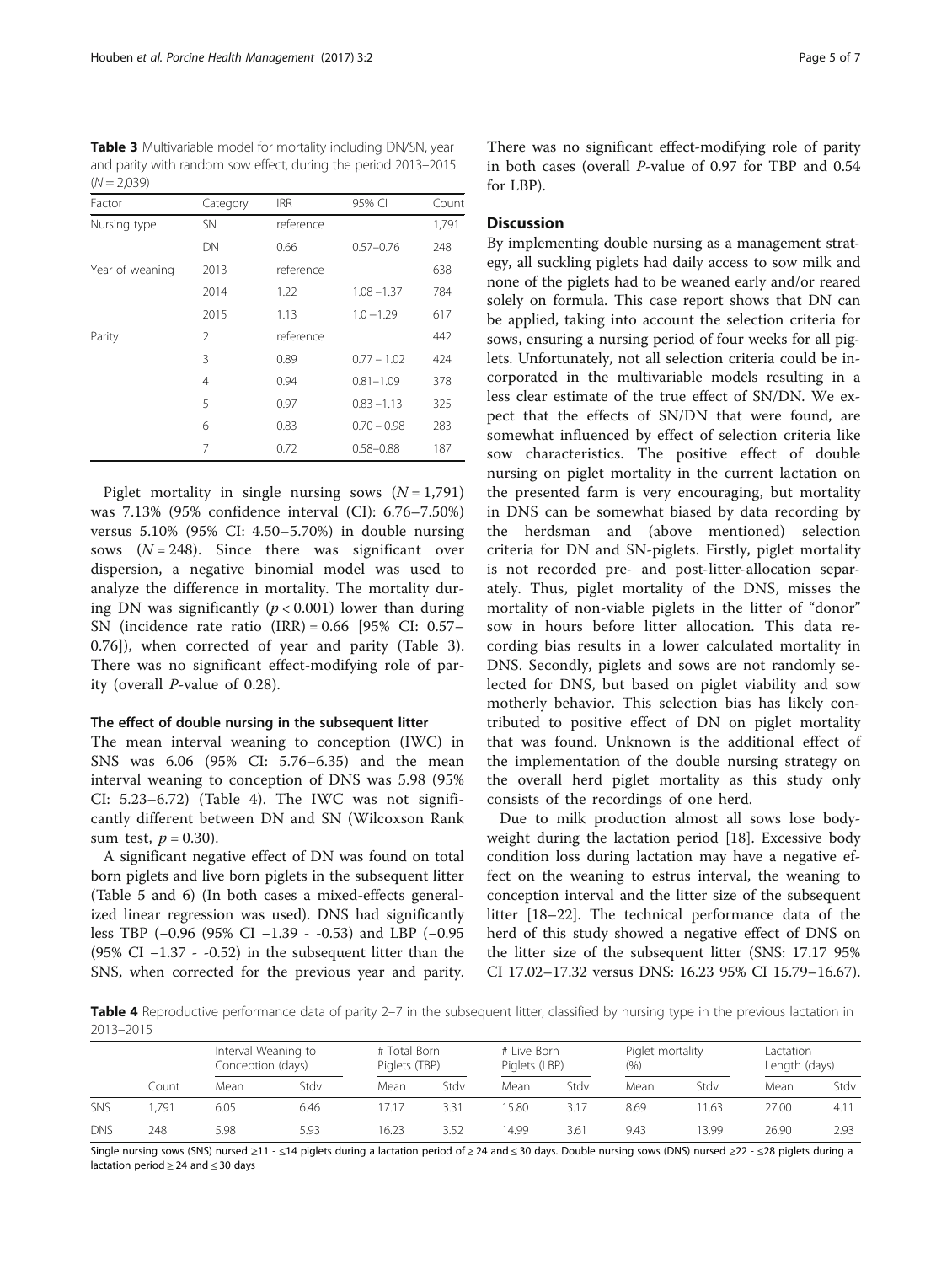**Table 3** Multivariable model for mortality including DN/SN, year and parity with random sow effect, during the period 2013–2015 ($N = 2,039$)

| Factor | Category | IRR | 95% CI | Count |
|---|---|---|---|---|
| Nursing type | SN | reference | | 1,791 |
| | DN | 0.66 | 0.57–0.76 | 248 |
| Year of weaning | 2013 | reference | | 638 |
| | 2014 | 1.22 | 1.08 –1.37 | 784 |
| | 2015 | 1.13 | 1.0 –1.29 | 617 |
| Parity | 2 | reference | | 442 |
| | 3 | 0.89 | 0.77 – 1.02 | 424 |
| | 4 | 0.94 | 0.81–1.09 | 378 |
| | 5 | 0.97 | 0.83 –1.13 | 325 |
| | 6 | 0.83 | 0.70 – 0.98 | 283 |
| | 7 | 0.72 | 0.58–0.88 | 187 |

Piglet mortality in single nursing sows ($N = 1,791$) was 7.13% (95% confidence interval (CI): 6.76–7.50%) versus 5.10% (95% CI: 4.50–5.70%) in double nursing sows ($N = 248$). Since there was significant over dispersion, a negative binomial model was used to analyze the difference in mortality. The mortality during DN was significantly ($p < 0.001$) lower than during SN (incidence rate ratio (IRR) = 0.66 [95% CI: 0.57–0.76]), when corrected of year and parity (Table 3). There was no significant effect-modifying role of parity (overall *P*-value of 0.28).

### The effect of double nursing in the subsequent litter

The mean interval weaning to conception (IWC) in SNS was 6.06 (95% CI: 5.76–6.35) and the mean interval weaning to conception of DNS was 5.98 (95% CI: 5.23–6.72) (Table 4). The IWC was not significantly different between DN and SN (Wilcoxson Rank sum test, $p = 0.30$).

A significant negative effect of DN was found on total born piglets and live born piglets in the subsequent litter (Table 5 and 6) (In both cases a mixed-effects generalized linear regression was used). DNS had significantly less TBP (−0.96 (95% CI −1.39 - -0.53) and LBP (−0.95 (95% CI −1.37 - -0.52) in the subsequent litter than the SNS, when corrected for the previous year and parity. There was no significant effect-modifying role of parity in both cases (overall *P*-value of 0.97 for TBP and 0.54 for LBP).

## Discussion

By implementing double nursing as a management strategy, all suckling piglets had daily access to sow milk and none of the piglets had to be weaned early and/or reared solely on formula. This case report shows that DN can be applied, taking into account the selection criteria for sows, ensuring a nursing period of four weeks for all piglets. Unfortunately, not all selection criteria could be incorporated in the multivariable models resulting in a less clear estimate of the true effect of SN/DN. We expect that the effects of SN/DN that were found, are somewhat influenced by effect of selection criteria like sow characteristics. The positive effect of double nursing on piglet mortality in the current lactation on the presented farm is very encouraging, but mortality in DNS can be somewhat biased by data recording by the herdsman and (above mentioned) selection criteria for DN and SN-piglets. Firstly, piglet mortality is not recorded pre- and post-litter-allocation separately. Thus, piglet mortality of the DNS, misses the mortality of non-viable piglets in the litter of "donor" sow in hours before litter allocation. This data recording bias results in a lower calculated mortality in DNS. Secondly, piglets and sows are not randomly selected for DNS, but based on piglet viability and sow motherly behavior. This selection bias has likely contributed to positive effect of DN on piglet mortality that was found. Unknown is the additional effect of the implementation of the double nursing strategy on the overall herd piglet mortality as this study only consists of the recordings of one herd.

Due to milk production almost all sows lose bodyweight during the lactation period [18]. Excessive body condition loss during lactation may have a negative effect on the weaning to estrus interval, the weaning to conception interval and the litter size of the subsequent litter [18–22]. The technical performance data of the herd of this study showed a negative effect of DNS on the litter size of the subsequent litter (SNS: 17.17 95% CI 17.02–17.32 versus DNS: 16.23 95% CI 15.79–16.67).

**Table 4** Reproductive performance data of parity 2–7 in the subsequent litter, classified by nursing type in the previous lactation in 2013–2015

| | | Interval Weaning to Conception (days) | | # Total Born Piglets (TBP) | | # Live Born Piglets (LBP) | | Piglet mortality (%) | | Lactation Length (days) | |
|---|---|---|---|---|---|---|---|---|---|---|---|
| | Count | Mean | Stdv | Mean | Stdv | Mean | Stdv | Mean | Stdv | Mean | Stdv |
| SNS | 1,791 | 6.05 | 6.46 | 17.17 | 3.31 | 15.80 | 3.17 | 8.69 | 11.63 | 27.00 | 4.11 |
| DNS | 248 | 5.98 | 5.93 | 16.23 | 3.52 | 14.99 | 3.61 | 9.43 | 13.99 | 26.90 | 2.93 |

Single nursing sows (SNS) nursed ≥11 - ≤14 piglets during a lactation period of ≥ 24 and ≤ 30 days. Double nursing sows (DNS) nursed ≥22 - ≤28 piglets during a lactation period ≥ 24 and ≤ 30 days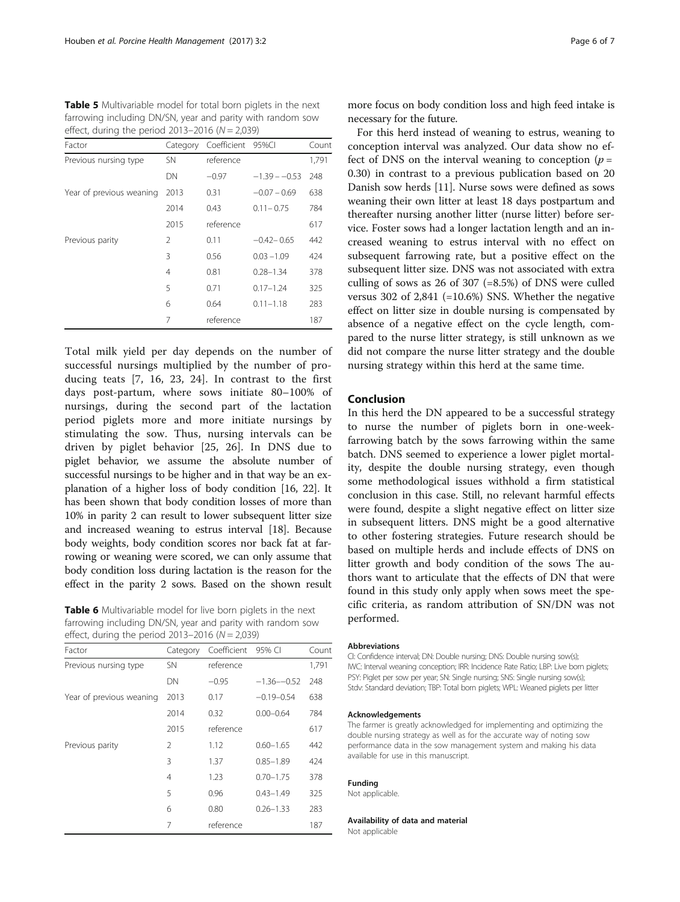**Table 5** Multivariable model for total born piglets in the next farrowing including DN/SN, year and parity with random sow effect, during the period 2013–2016 ($N = 2,039$)

| Factor | Category | Coefficient | 95%CI | Count |
|---|---|---|---|---|
| Previous nursing type | SN | reference | | 1,791 |
| | DN | −0.97 | −1.39 – −0.53 | 248 |
| Year of previous weaning | 2013 | 0.31 | −0.07 – 0.69 | 638 |
| | 2014 | 0.43 | 0.11– 0.75 | 784 |
| | 2015 | reference | | 617 |
| Previous parity | 2 | 0.11 | −0.42– 0.65 | 442 |
| | 3 | 0.56 | 0.03 –1.09 | 424 |
| | 4 | 0.81 | 0.28–1.34 | 378 |
| | 5 | 0.71 | 0.17–1.24 | 325 |
| | 6 | 0.64 | 0.11–1.18 | 283 |
| | 7 | reference | | 187 |

Total milk yield per day depends on the number of successful nursings multiplied by the number of producing teats [7, 16, 23, 24]. In contrast to the first days post-partum, where sows initiate 80–100% of nursings, during the second part of the lactation period piglets more and more initiate nursings by stimulating the sow. Thus, nursing intervals can be driven by piglet behavior [25, 26]. In DNS due to piglet behavior, we assume the absolute number of successful nursings to be higher and in that way be an explanation of a higher loss of body condition [16, 22]. It has been shown that body condition losses of more than 10% in parity 2 can result to lower subsequent litter size and increased weaning to estrus interval [18]. Because body weights, body condition scores nor back fat at farrowing or weaning were scored, we can only assume that body condition loss during lactation is the reason for the effect in the parity 2 sows. Based on the shown result more focus on body condition loss and high feed intake is necessary for the future.

**Table 6** Multivariable model for live born piglets in the next farrowing including DN/SN, year and parity with random sow effect, during the period 2013–2016 ($N = 2,039$)

| Factor | Category | Coefficient | 95% CI | Count |
|---|---|---|---|---|
| Previous nursing type | SN | reference | | 1,791 |
| | DN | −0.95 | −1.36–−0.52 | 248 |
| Year of previous weaning | 2013 | 0.17 | −0.19–0.54 | 638 |
| | 2014 | 0.32 | 0.00–0.64 | 784 |
| | 2015 | reference | | 617 |
| Previous parity | 2 | 1.12 | 0.60–1.65 | 442 |
| | 3 | 1.37 | 0.85–1.89 | 424 |
| | 4 | 1.23 | 0.70–1.75 | 378 |
| | 5 | 0.96 | 0.43–1.49 | 325 |
| | 6 | 0.80 | 0.26–1.33 | 283 |
| | 7 | reference | | 187 |

For this herd instead of weaning to estrus, weaning to conception interval was analyzed. Our data show no effect of DNS on the interval weaning to conception ($p = 0.30$) in contrast to a previous publication based on 20 Danish sow herds [11]. Nurse sows were defined as sows weaning their own litter at least 18 days postpartum and thereafter nursing another litter (nurse litter) before service. Foster sows had a longer lactation length and an increased weaning to estrus interval with no effect on subsequent farrowing rate, but a positive effect on the subsequent litter size. DNS was not associated with extra culling of sows as 26 of 307 (=8.5%) of DNS were culled versus 302 of 2,841 (=10.6%) SNS. Whether the negative effect on litter size in double nursing is compensated by absence of a negative effect on the cycle length, compared to the nurse litter strategy, is still unknown as we did not compare the nurse litter strategy and the double nursing strategy within this herd at the same time.

## Conclusion

In this herd the DN appeared to be a successful strategy to nurse the number of piglets born in one-week-farrowing batch by the sows farrowing within the same batch. DNS seemed to experience a lower piglet mortality, despite the double nursing strategy, even though some methodological issues withhold a firm statistical conclusion in this case. Still, no relevant harmful effects were found, despite a slight negative effect on litter size in subsequent litters. DNS might be a good alternative to other fostering strategies. Future research should be based on multiple herds and include effects of DNS on litter growth and body condition of the sows The authors want to articulate that the effects of DN that were found in this study only apply when sows meet the specific criteria, as random attribution of SN/DN was not performed.

#### Abbreviations

CI: Confidence interval; DN: Double nursing; DNS: Double nursing sow(s); IWC: Interval weaning conception; IRR: Incidence Rate Ratio; LBP: Live born piglets; PSY: Piglet per sow per year; SN: Single nursing; SNS: Single nursing sow(s); Stdv: Standard deviation; TBP: Total born piglets; WPL: Weaned piglets per litter

#### Acknowledgements

The farmer is greatly acknowledged for implementing and optimizing the double nursing strategy as well as for the accurate way of noting sow performance data in the sow management system and making his data available for use in this manuscript.

#### Funding

Not applicable.

#### Availability of data and material

Not applicable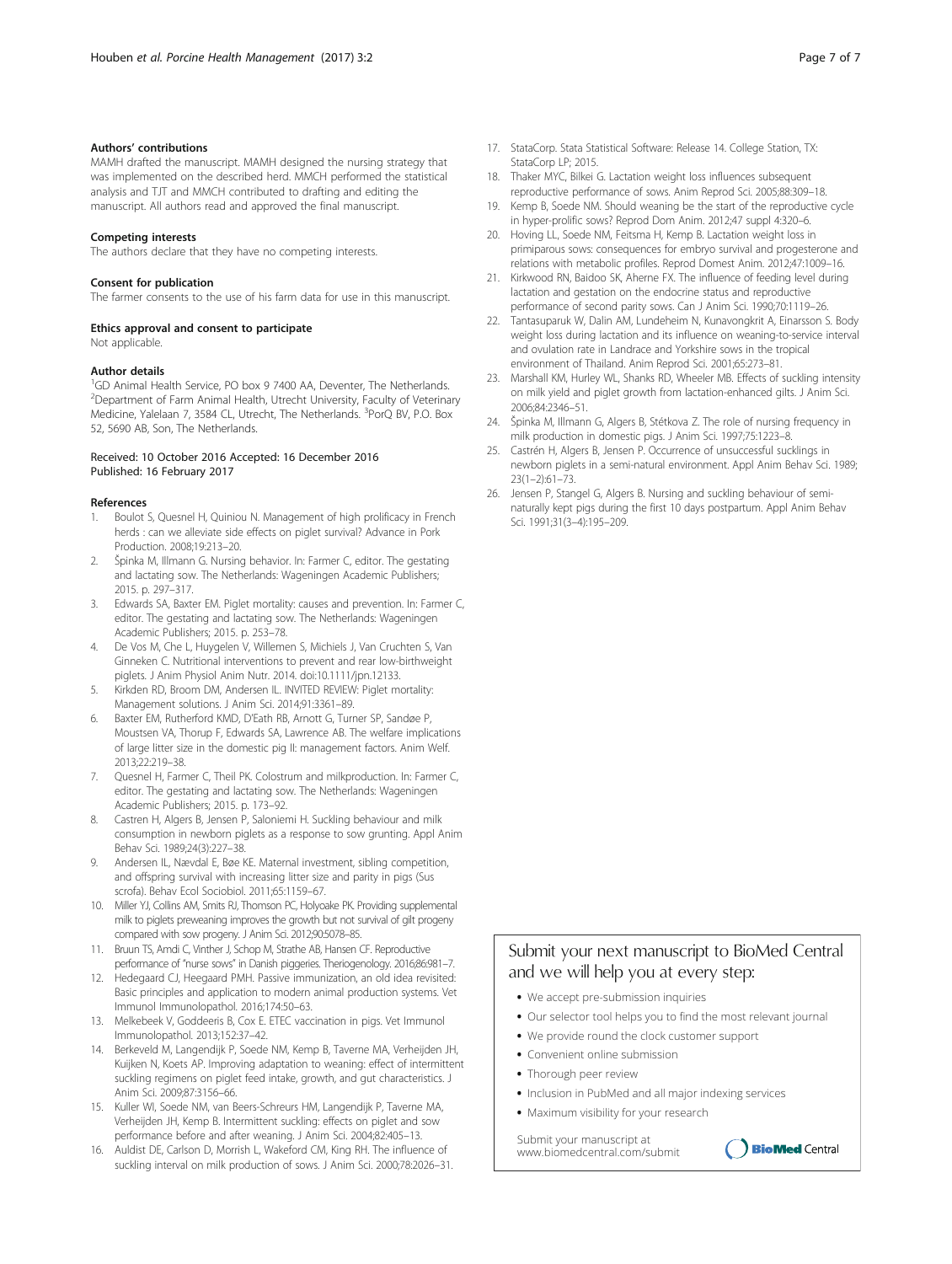#### Authors' contributions

MAMH drafted the manuscript. MAMH designed the nursing strategy that was implemented on the described herd. MMCH performed the statistical analysis and TJT and MMCH contributed to drafting and editing the manuscript. All authors read and approved the final manuscript.

#### Competing interests

The authors declare that they have no competing interests.

#### Consent for publication

The farmer consents to the use of his farm data for use in this manuscript.

#### Ethics approval and consent to participate

Not applicable.

#### Author details

[1]GD Animal Health Service, PO box 9 7400 AA, Deventer, The Netherlands. [2]Department of Farm Animal Health, Utrecht University, Faculty of Veterinary Medicine, Yalelaan 7, 3584 CL, Utrecht, The Netherlands. [3]PorQ BV, P.O. Box 52, 5690 AB, Son, The Netherlands.

Received: 10 October 2016 Accepted: 16 December 2016
Published: 16 February 2017

#### References

1. Boulot S, Quesnel H, Quiniou N. Management of high prolificacy in French herds : can we alleviate side effects on piglet survival? Advance in Pork Production. 2008;19:213–20.
2. Špinka M, Illmann G. Nursing behavior. In: Farmer C, editor. The gestating and lactating sow. The Netherlands: Wageningen Academic Publishers; 2015. p. 297–317.
3. Edwards SA, Baxter EM. Piglet mortality: causes and prevention. In: Farmer C, editor. The gestating and lactating sow. The Netherlands: Wageningen Academic Publishers; 2015. p. 253–78.
4. De Vos M, Che L, Huygelen V, Willemen S, Michiels J, Van Cruchten S, Van Ginneken C. Nutritional interventions to prevent and rear low-birthweight piglets. J Anim Physiol Anim Nutr. 2014. doi:10.1111/jpn.12133.
5. Kirkden RD, Broom DM, Andersen IL. INVITED REVIEW: Piglet mortality: Management solutions. J Anim Sci. 2014;91:3361–89.
6. Baxter EM, Rutherford KMD, D'Eath RB, Arnott G, Turner SP, Sandøe P, Moustsen VA, Thorup F, Edwards SA, Lawrence AB. The welfare implications of large litter size in the domestic pig II: management factors. Anim Welf. 2013;22:219–38.
7. Quesnel H, Farmer C, Theil PK. Colostrum and milkproduction. In: Farmer C, editor. The gestating and lactating sow. The Netherlands: Wageningen Academic Publishers; 2015. p. 173–92.
8. Castren H, Algers B, Jensen P, Saloniemi H. Suckling behaviour and milk consumption in newborn piglets as a response to sow grunting. Appl Anim Behav Sci. 1989;24(3):227–38.
9. Andersen IL, Nævdal E, Bøe KE. Maternal investment, sibling competition, and offspring survival with increasing litter size and parity in pigs (Sus scrofa). Behav Ecol Sociobiol. 2011;65:1159–67.
10. Miller YJ, Collins AM, Smits RJ, Thomson PC, Holyoake PK. Providing supplemental milk to piglets preweaning improves the growth but not survival of gilt progeny compared with sow progeny. J Anim Sci. 2012;90:5078–85.
11. Bruun TS, Amdi C, Vinther J, Schop M, Strathe AB, Hansen CF. Reproductive performance of "nurse sows" in Danish piggeries. Theriogenology. 2016;86:981–7.
12. Hedegaard CJ, Heegaard PMH. Passive immunization, an old idea revisited: Basic principles and application to modern animal production systems. Vet Immunol Immunolopathol. 2016;174:50–63.
13. Melkebeek V, Goddeeris B, Cox E. ETEC vaccination in pigs. Vet Immunol Immunolopathol. 2013;152:37–42.
14. Berkeveld M, Langendijk P, Soede NM, Kemp B, Taverne MA, Verheijden JH, Kuijken N, Koets AP. Improving adaptation to weaning: effect of intermittent suckling regimens on piglet feed intake, growth, and gut characteristics. J Anim Sci. 2009;87:3156–66.
15. Kuller WI, Soede NM, van Beers-Schreurs HM, Langendijk P, Taverne MA, Verheijden JH, Kemp B. Intermittent suckling: effects on piglet and sow performance before and after weaning. J Anim Sci. 2004;82:405–13.
16. Auldist DE, Carlson D, Morrish L, Wakeford CM, King RH. The influence of suckling interval on milk production of sows. J Anim Sci. 2000;78:2026–31.
17. StataCorp. Stata Statistical Software: Release 14. College Station, TX: StataCorp LP; 2015.
18. Thaker MYC, Bilkei G. Lactation weight loss influences subsequent reproductive performance of sows. Anim Reprod Sci. 2005;88:309–18.
19. Kemp B, Soede NM. Should weaning be the start of the reproductive cycle in hyper-prolific sows? Reprod Dom Anim. 2012;47 suppl 4:320–6.
20. Hoving LL, Soede NM, Feitsma H, Kemp B. Lactation weight loss in primiparous sows: consequences for embryo survival and progesterone and relations with metabolic profiles. Reprod Domest Anim. 2012;47:1009–16.
21. Kirkwood RN, Baidoo SK, Aherne FX. The influence of feeding level during lactation and gestation on the endocrine status and reproductive performance of second parity sows. Can J Anim Sci. 1990;70:1119–26.
22. Tantasuparuk W, Dalin AM, Lundeheim N, Kunavongkrit A, Einarsson S. Body weight loss during lactation and its influence on weaning-to-service interval and ovulation rate in Landrace and Yorkshire sows in the tropical environment of Thailand. Anim Reprod Sci. 2001;65:273–81.
23. Marshall KM, Hurley WL, Shanks RD, Wheeler MB. Effects of suckling intensity on milk yield and piglet growth from lactation-enhanced gilts. J Anim Sci. 2006;84:2346–51.
24. Špinka M, Illmann G, Algers B, Stétkova Z. The role of nursing frequency in milk production in domestic pigs. J Anim Sci. 1997;75:1223–8.
25. Castrén H, Algers B, Jensen P. Occurrence of unsuccessful sucklings in newborn piglets in a semi-natural environment. Appl Anim Behav Sci. 1989; 23(1–2):61–73.
26. Jensen P, Stangel G, Algers B. Nursing and suckling behaviour of semi-naturally kept pigs during the first 10 days postpartum. Appl Anim Behav Sci. 1991;31(3–4):195–209.

Submit your next manuscript to BioMed Central and we will help you at every step:

- We accept pre-submission inquiries
- Our selector tool helps you to find the most relevant journal
- We provide round the clock customer support
- Convenient online submission
- Thorough peer review
- Inclusion in PubMed and all major indexing services
- Maximum visibility for your research

Submit your manuscript at
www.biomedcentral.com/submit

BioMed Central